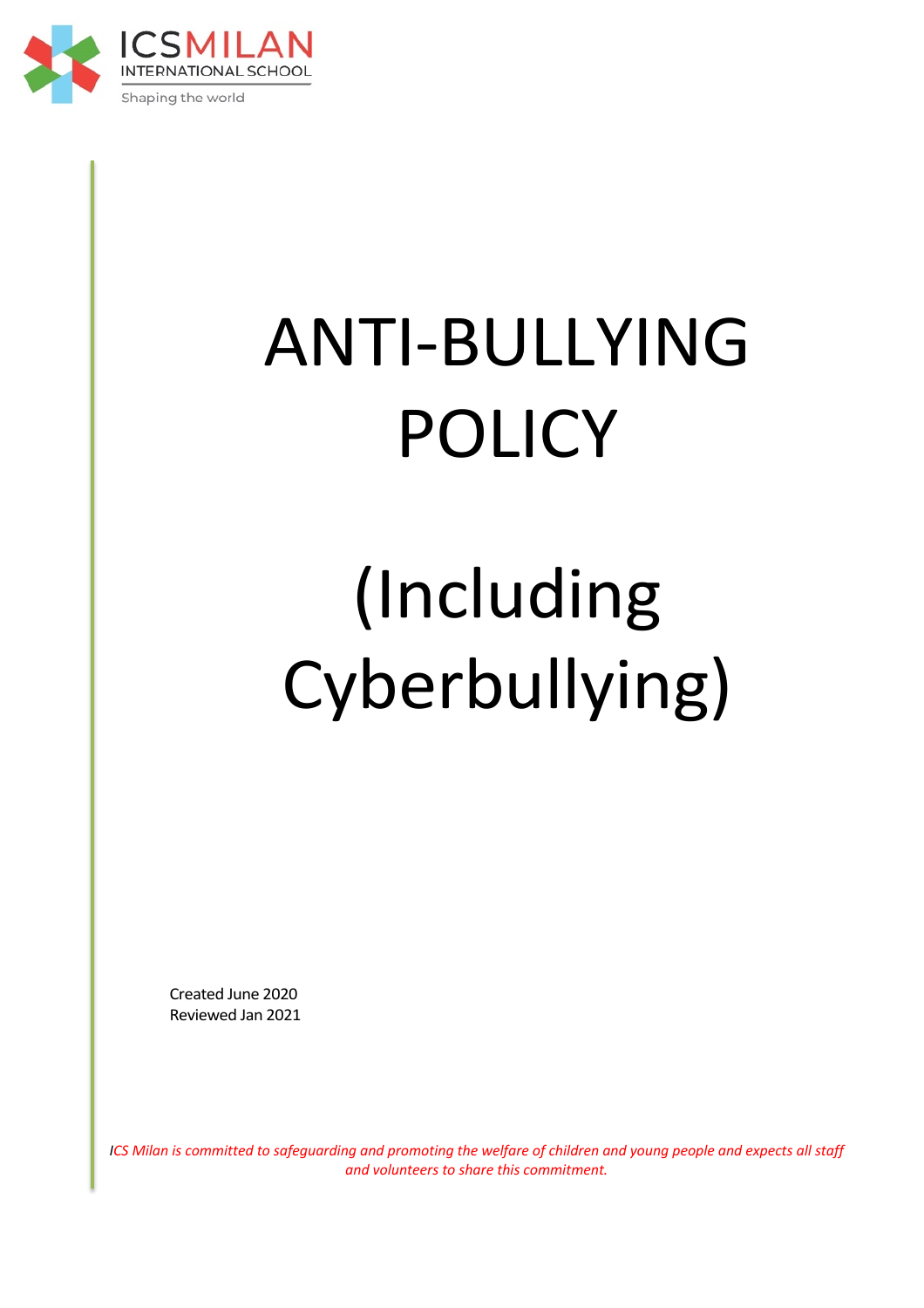ICSMILAN
INTERNATIONAL SCHOOL
Shaping the world

# ANTI-BULLYING POLICY

# (Including Cyberbullying)

Created June 2020
Reviewed Jan 2021

*ICS Milan is committed to safeguarding and promoting the welfare of children and young people and expects all staff and volunteers to share this commitment.*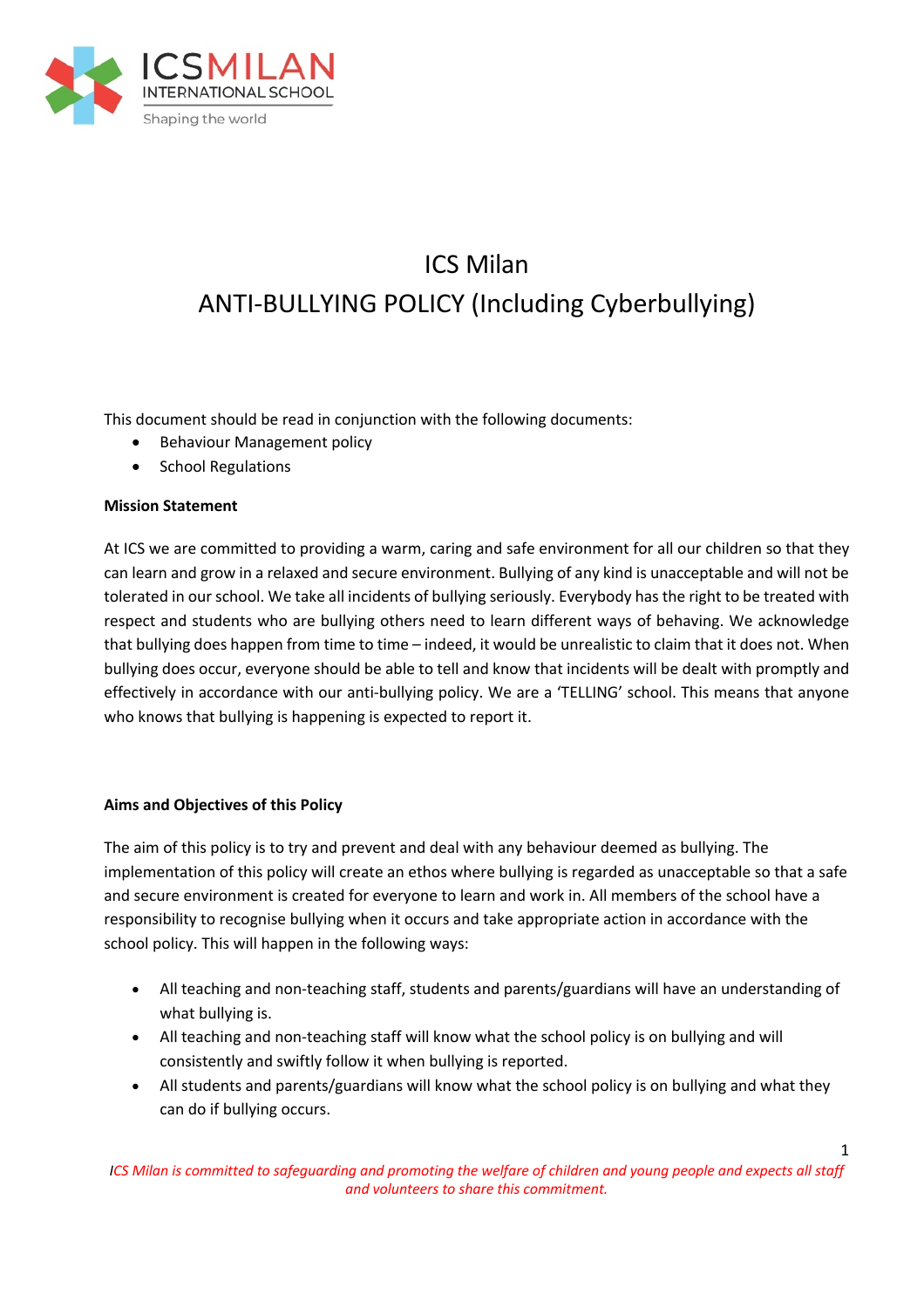# ICS Milan

# ANTI-BULLYING POLICY (Including Cyberbullying)

This document should be read in conjunction with the following documents:

- Behaviour Management policy
- School Regulations

**Mission Statement**

At ICS we are committed to providing a warm, caring and safe environment for all our children so that they can learn and grow in a relaxed and secure environment. Bullying of any kind is unacceptable and will not be tolerated in our school. We take all incidents of bullying seriously. Everybody has the right to be treated with respect and students who are bullying others need to learn different ways of behaving. We acknowledge that bullying does happen from time to time – indeed, it would be unrealistic to claim that it does not. When bullying does occur, everyone should be able to tell and know that incidents will be dealt with promptly and effectively in accordance with our anti-bullying policy. We are a 'TELLING' school. This means that anyone who knows that bullying is happening is expected to report it.

**Aims and Objectives of this Policy**

The aim of this policy is to try and prevent and deal with any behaviour deemed as bullying. The implementation of this policy will create an ethos where bullying is regarded as unacceptable so that a safe and secure environment is created for everyone to learn and work in. All members of the school have a responsibility to recognise bullying when it occurs and take appropriate action in accordance with the school policy. This will happen in the following ways:

- All teaching and non-teaching staff, students and parents/guardians will have an understanding of what bullying is.
- All teaching and non-teaching staff will know what the school policy is on bullying and will consistently and swiftly follow it when bullying is reported.
- All students and parents/guardians will know what the school policy is on bullying and what they can do if bullying occurs.

*ICS Milan is committed to safeguarding and promoting the welfare of children and young people and expects all staff and volunteers to share this commitment.*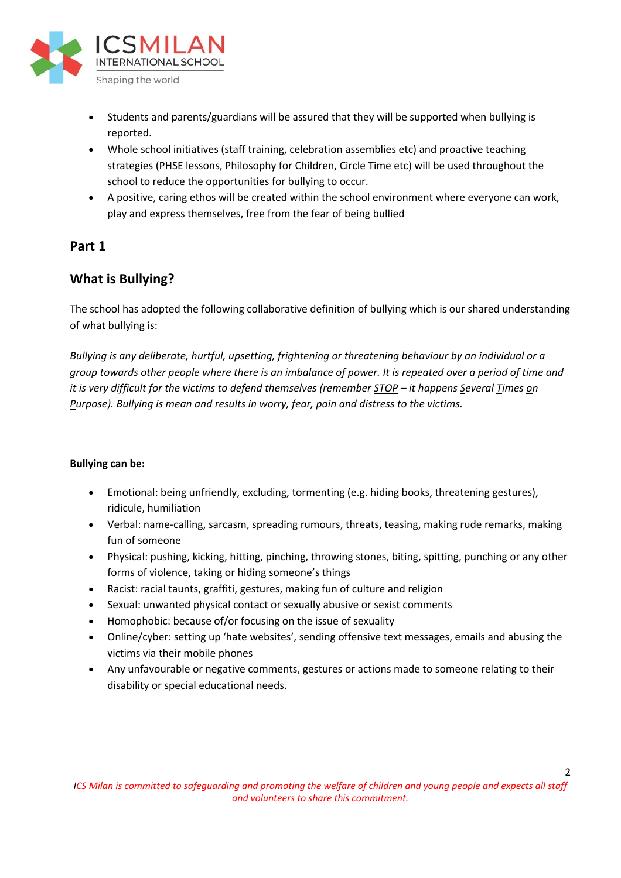- Students and parents/guardians will be assured that they will be supported when bullying is reported.
- Whole school initiatives (staff training, celebration assemblies etc) and proactive teaching strategies (PHSE lessons, Philosophy for Children, Circle Time etc) will be used throughout the school to reduce the opportunities for bullying to occur.
- A positive, caring ethos will be created within the school environment where everyone can work, play and express themselves, free from the fear of being bullied

## Part 1

## What is Bullying?

The school has adopted the following collaborative definition of bullying which is our shared understanding of what bullying is:

*Bullying is any deliberate, hurtful, upsetting, frightening or threatening behaviour by an individual or a group towards other people where there is an imbalance of power. It is repeated over a period of time and it is very difficult for the victims to defend themselves (remember STOP – it happens Several Times on Purpose). Bullying is mean and results in worry, fear, pain and distress to the victims.*

**Bullying can be:**

- Emotional: being unfriendly, excluding, tormenting (e.g. hiding books, threatening gestures), ridicule, humiliation
- Verbal: name-calling, sarcasm, spreading rumours, threats, teasing, making rude remarks, making fun of someone
- Physical: pushing, kicking, hitting, pinching, throwing stones, biting, spitting, punching or any other forms of violence, taking or hiding someone's things
- Racist: racial taunts, graffiti, gestures, making fun of culture and religion
- Sexual: unwanted physical contact or sexually abusive or sexist comments
- Homophobic: because of/or focusing on the issue of sexuality
- Online/cyber: setting up 'hate websites', sending offensive text messages, emails and abusing the victims via their mobile phones
- Any unfavourable or negative comments, gestures or actions made to someone relating to their disability or special educational needs.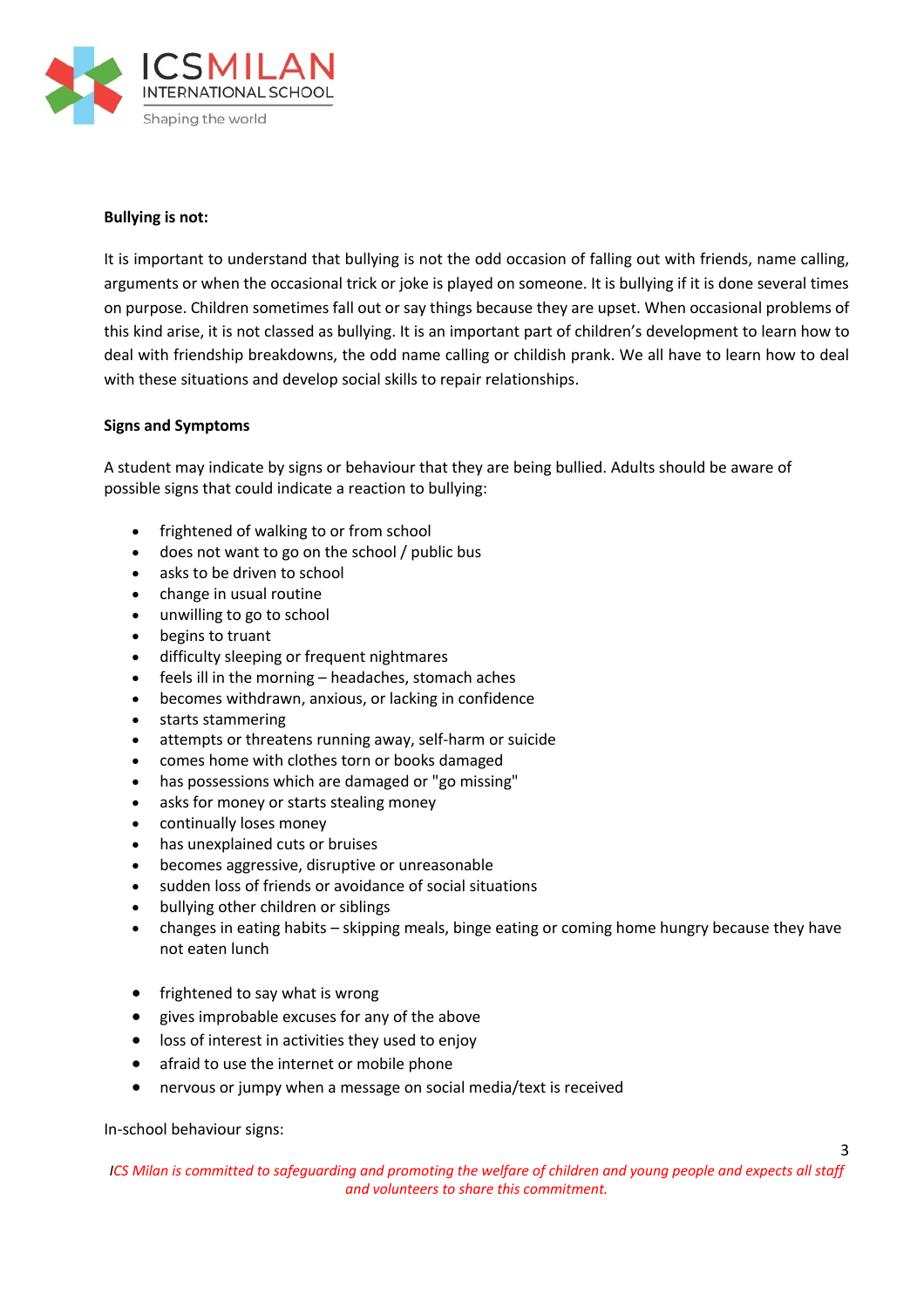**Bullying is not:**

It is important to understand that bullying is not the odd occasion of falling out with friends, name calling, arguments or when the occasional trick or joke is played on someone. It is bullying if it is done several times on purpose. Children sometimes fall out or say things because they are upset. When occasional problems of this kind arise, it is not classed as bullying. It is an important part of children's development to learn how to deal with friendship breakdowns, the odd name calling or childish prank. We all have to learn how to deal with these situations and develop social skills to repair relationships.

**Signs and Symptoms**

A student may indicate by signs or behaviour that they are being bullied. Adults should be aware of possible signs that could indicate a reaction to bullying:

- frightened of walking to or from school
- does not want to go on the school / public bus
- asks to be driven to school
- change in usual routine
- unwilling to go to school
- begins to truant
- difficulty sleeping or frequent nightmares
- feels ill in the morning – headaches, stomach aches
- becomes withdrawn, anxious, or lacking in confidence
- starts stammering
- attempts or threatens running away, self-harm or suicide
- comes home with clothes torn or books damaged
- has possessions which are damaged or "go missing"
- asks for money or starts stealing money
- continually loses money
- has unexplained cuts or bruises
- becomes aggressive, disruptive or unreasonable
- sudden loss of friends or avoidance of social situations
- bullying other children or siblings
- changes in eating habits – skipping meals, binge eating or coming home hungry because they have not eaten lunch

- frightened to say what is wrong
- gives improbable excuses for any of the above
- loss of interest in activities they used to enjoy
- afraid to use the internet or mobile phone
- nervous or jumpy when a message on social media/text is received

In-school behaviour signs: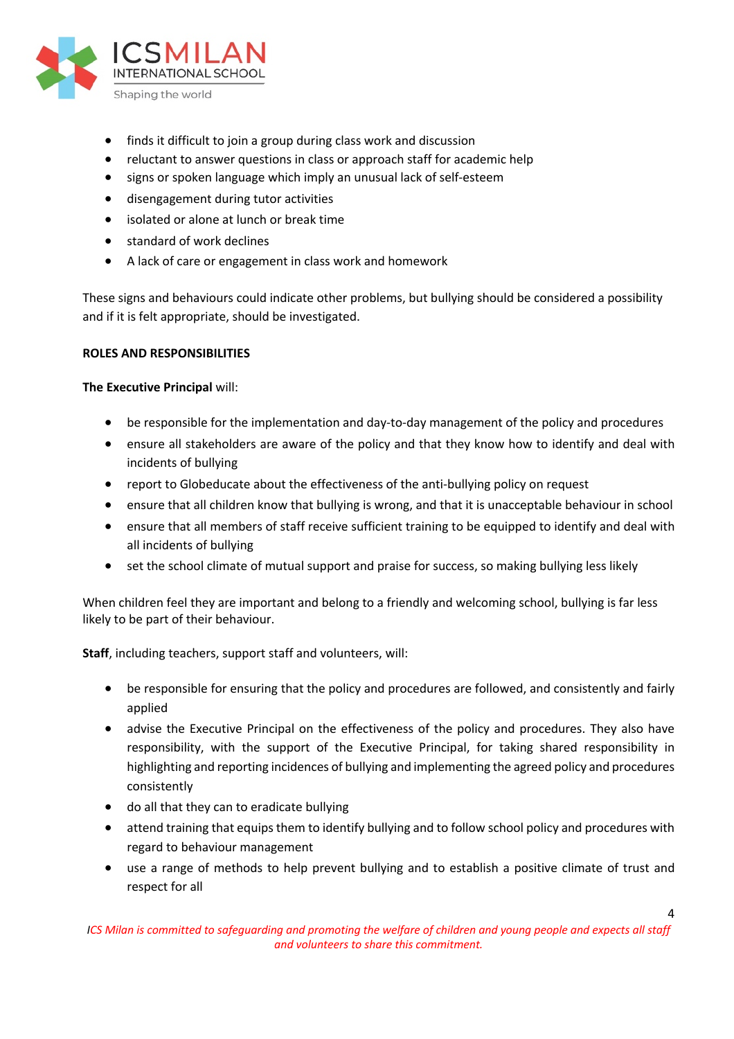- finds it difficult to join a group during class work and discussion
- reluctant to answer questions in class or approach staff for academic help
- signs or spoken language which imply an unusual lack of self-esteem
- disengagement during tutor activities
- isolated or alone at lunch or break time
- standard of work declines
- A lack of care or engagement in class work and homework

These signs and behaviours could indicate other problems, but bullying should be considered a possibility and if it is felt appropriate, should be investigated.

**ROLES AND RESPONSIBILITIES**

**The Executive Principal** will:

- be responsible for the implementation and day-to-day management of the policy and procedures
- ensure all stakeholders are aware of the policy and that they know how to identify and deal with incidents of bullying
- report to Globeducate about the effectiveness of the anti-bullying policy on request
- ensure that all children know that bullying is wrong, and that it is unacceptable behaviour in school
- ensure that all members of staff receive sufficient training to be equipped to identify and deal with all incidents of bullying
- set the school climate of mutual support and praise for success, so making bullying less likely

When children feel they are important and belong to a friendly and welcoming school, bullying is far less likely to be part of their behaviour.

**Staff**, including teachers, support staff and volunteers, will:

- be responsible for ensuring that the policy and procedures are followed, and consistently and fairly applied
- advise the Executive Principal on the effectiveness of the policy and procedures. They also have responsibility, with the support of the Executive Principal, for taking shared responsibility in highlighting and reporting incidences of bullying and implementing the agreed policy and procedures consistently
- do all that they can to eradicate bullying
- attend training that equips them to identify bullying and to follow school policy and procedures with regard to behaviour management
- use a range of methods to help prevent bullying and to establish a positive climate of trust and respect for all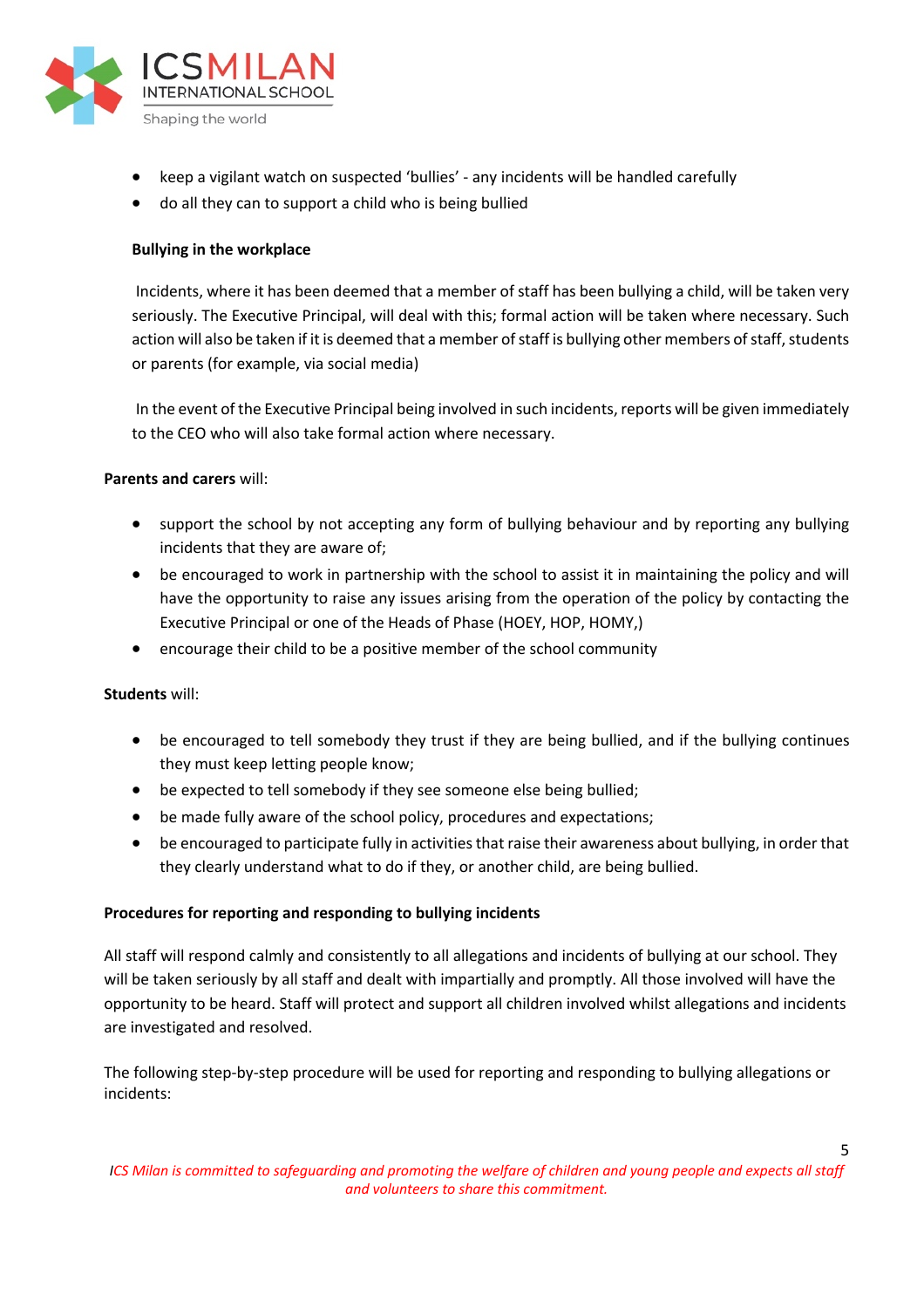- keep a vigilant watch on suspected 'bullies' - any incidents will be handled carefully
- do all they can to support a child who is being bullied

**Bullying in the workplace**

Incidents, where it has been deemed that a member of staff has been bullying a child, will be taken very seriously. The Executive Principal, will deal with this; formal action will be taken where necessary. Such action will also be taken if it is deemed that a member of staff is bullying other members of staff, students or parents (for example, via social media)

In the event of the Executive Principal being involved in such incidents, reports will be given immediately to the CEO who will also take formal action where necessary.

**Parents and carers** will:

- support the school by not accepting any form of bullying behaviour and by reporting any bullying incidents that they are aware of;
- be encouraged to work in partnership with the school to assist it in maintaining the policy and will have the opportunity to raise any issues arising from the operation of the policy by contacting the Executive Principal or one of the Heads of Phase (HOEY, HOP, HOMY,)
- encourage their child to be a positive member of the school community

**Students** will:

- be encouraged to tell somebody they trust if they are being bullied, and if the bullying continues they must keep letting people know;
- be expected to tell somebody if they see someone else being bullied;
- be made fully aware of the school policy, procedures and expectations;
- be encouraged to participate fully in activities that raise their awareness about bullying, in order that they clearly understand what to do if they, or another child, are being bullied.

**Procedures for reporting and responding to bullying incidents**

All staff will respond calmly and consistently to all allegations and incidents of bullying at our school. They will be taken seriously by all staff and dealt with impartially and promptly. All those involved will have the opportunity to be heard. Staff will protect and support all children involved whilst allegations and incidents are investigated and resolved.

The following step-by-step procedure will be used for reporting and responding to bullying allegations or incidents: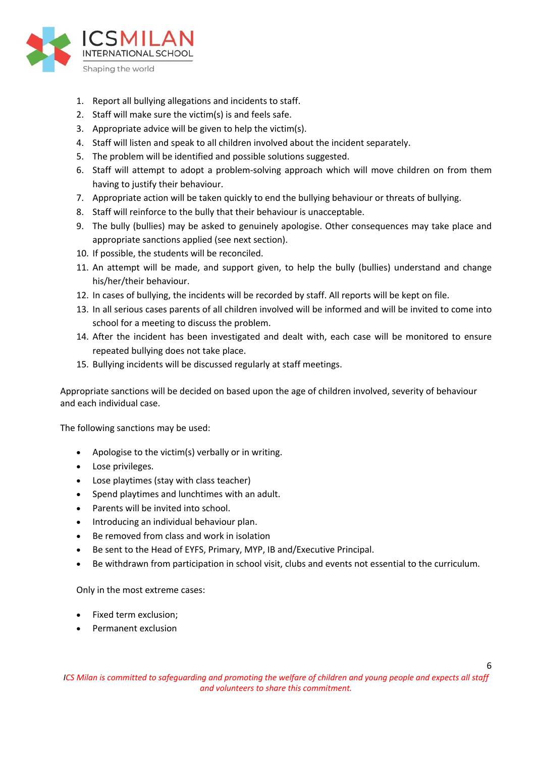1. Report all bullying allegations and incidents to staff.
2. Staff will make sure the victim(s) is and feels safe.
3. Appropriate advice will be given to help the victim(s).
4. Staff will listen and speak to all children involved about the incident separately.
5. The problem will be identified and possible solutions suggested.
6. Staff will attempt to adopt a problem-solving approach which will move children on from them having to justify their behaviour.
7. Appropriate action will be taken quickly to end the bullying behaviour or threats of bullying.
8. Staff will reinforce to the bully that their behaviour is unacceptable.
9. The bully (bullies) may be asked to genuinely apologise. Other consequences may take place and appropriate sanctions applied (see next section).
10. If possible, the students will be reconciled.
11. An attempt will be made, and support given, to help the bully (bullies) understand and change his/her/their behaviour.
12. In cases of bullying, the incidents will be recorded by staff. All reports will be kept on file.
13. In all serious cases parents of all children involved will be informed and will be invited to come into school for a meeting to discuss the problem.
14. After the incident has been investigated and dealt with, each case will be monitored to ensure repeated bullying does not take place.
15. Bullying incidents will be discussed regularly at staff meetings.

Appropriate sanctions will be decided on based upon the age of children involved, severity of behaviour and each individual case.

The following sanctions may be used:

- Apologise to the victim(s) verbally or in writing.
- Lose privileges.
- Lose playtimes (stay with class teacher)
- Spend playtimes and lunchtimes with an adult.
- Parents will be invited into school.
- Introducing an individual behaviour plan.
- Be removed from class and work in isolation
- Be sent to the Head of EYFS, Primary, MYP, IB and/Executive Principal.
- Be withdrawn from participation in school visit, clubs and events not essential to the curriculum.

Only in the most extreme cases:

- Fixed term exclusion;
- Permanent exclusion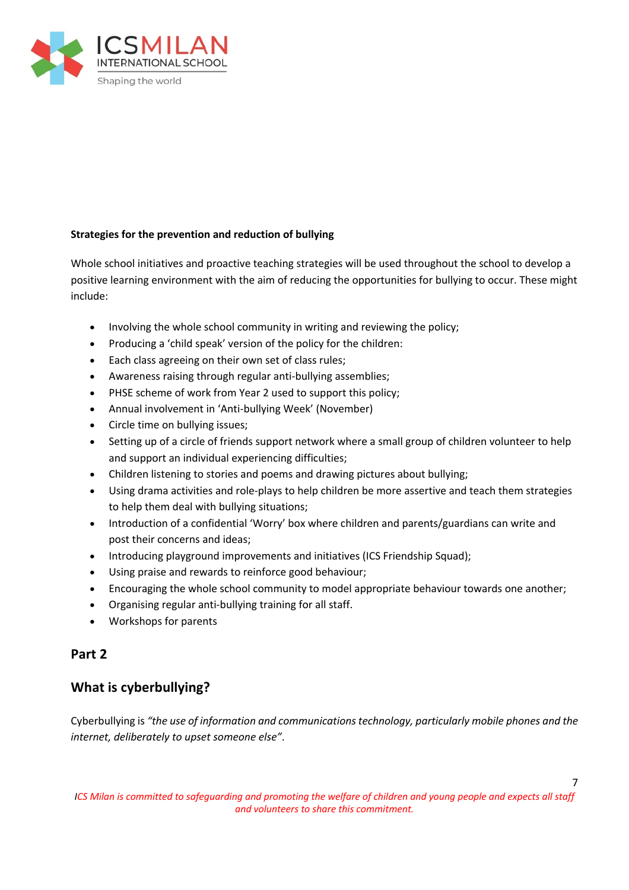**Strategies for the prevention and reduction of bullying**

Whole school initiatives and proactive teaching strategies will be used throughout the school to develop a positive learning environment with the aim of reducing the opportunities for bullying to occur. These might include:

- Involving the whole school community in writing and reviewing the policy;
- Producing a 'child speak' version of the policy for the children:
- Each class agreeing on their own set of class rules;
- Awareness raising through regular anti-bullying assemblies;
- PHSE scheme of work from Year 2 used to support this policy;
- Annual involvement in 'Anti-bullying Week' (November)
- Circle time on bullying issues;
- Setting up of a circle of friends support network where a small group of children volunteer to help and support an individual experiencing difficulties;
- Children listening to stories and poems and drawing pictures about bullying;
- Using drama activities and role-plays to help children be more assertive and teach them strategies to help them deal with bullying situations;
- Introduction of a confidential 'Worry' box where children and parents/guardians can write and post their concerns and ideas;
- Introducing playground improvements and initiatives (ICS Friendship Squad);
- Using praise and rewards to reinforce good behaviour;
- Encouraging the whole school community to model appropriate behaviour towards one another;
- Organising regular anti-bullying training for all staff.
- Workshops for parents

## Part 2

## What is cyberbullying?

Cyberbullying is *"the use of information and communications technology, particularly mobile phones and the internet, deliberately to upset someone else"*.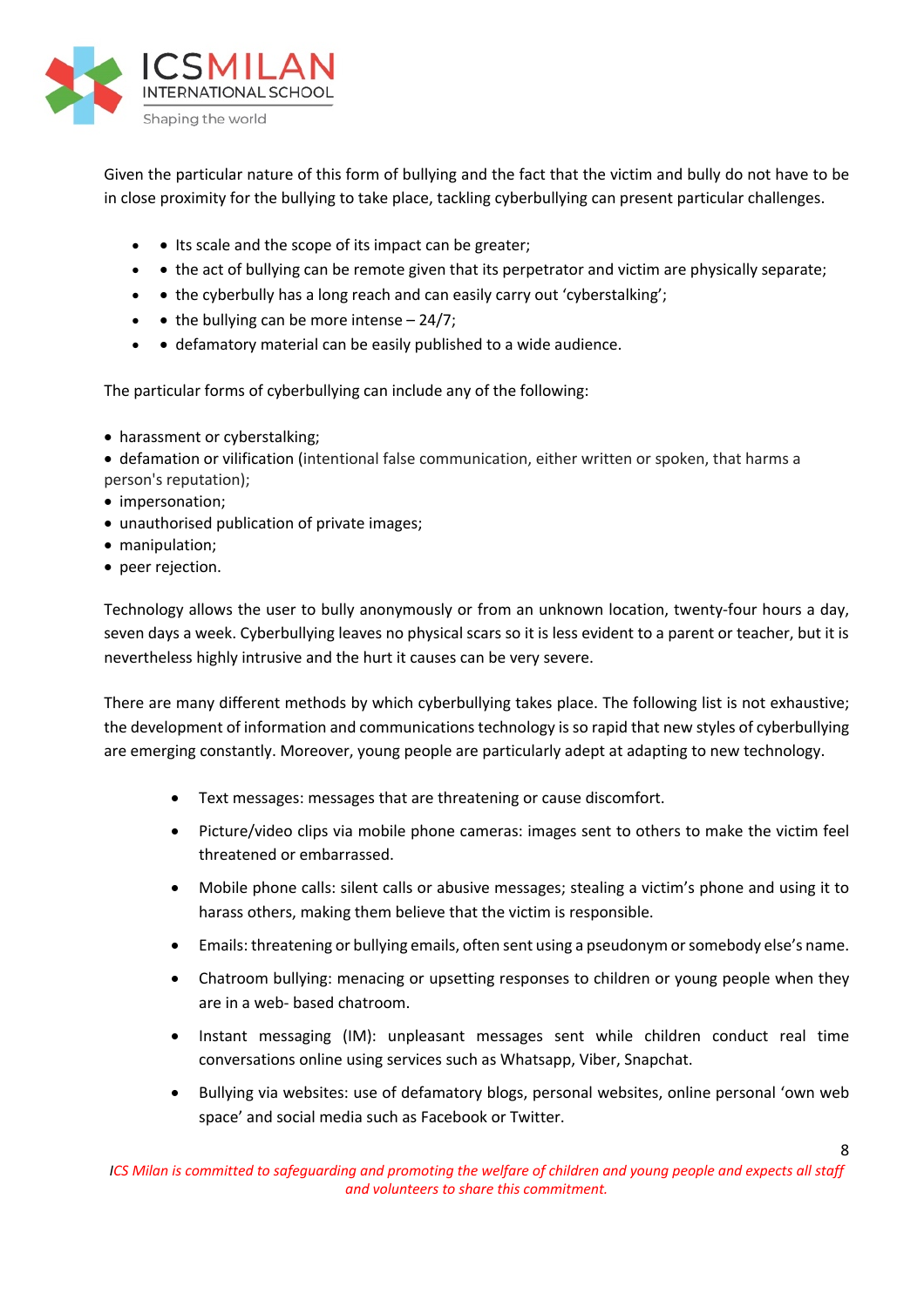Given the particular nature of this form of bullying and the fact that the victim and bully do not have to be in close proximity for the bullying to take place, tackling cyberbullying can present particular challenges.

- Its scale and the scope of its impact can be greater;
- the act of bullying can be remote given that its perpetrator and victim are physically separate;
- the cyberbully has a long reach and can easily carry out 'cyberstalking';
- the bullying can be more intense – 24/7;
- defamatory material can be easily published to a wide audience.

The particular forms of cyberbullying can include any of the following:

- harassment or cyberstalking;
- defamation or vilification (intentional false communication, either written or spoken, that harms a person's reputation);
- impersonation;
- unauthorised publication of private images;
- manipulation;
- peer rejection.

Technology allows the user to bully anonymously or from an unknown location, twenty-four hours a day, seven days a week. Cyberbullying leaves no physical scars so it is less evident to a parent or teacher, but it is nevertheless highly intrusive and the hurt it causes can be very severe.

There are many different methods by which cyberbullying takes place. The following list is not exhaustive; the development of information and communications technology is so rapid that new styles of cyberbullying are emerging constantly. Moreover, young people are particularly adept at adapting to new technology.

- Text messages: messages that are threatening or cause discomfort.
- Picture/video clips via mobile phone cameras: images sent to others to make the victim feel threatened or embarrassed.
- Mobile phone calls: silent calls or abusive messages; stealing a victim's phone and using it to harass others, making them believe that the victim is responsible.
- Emails: threatening or bullying emails, often sent using a pseudonym or somebody else's name.
- Chatroom bullying: menacing or upsetting responses to children or young people when they are in a web- based chatroom.
- Instant messaging (IM): unpleasant messages sent while children conduct real time conversations online using services such as Whatsapp, Viber, Snapchat.
- Bullying via websites: use of defamatory blogs, personal websites, online personal 'own web space' and social media such as Facebook or Twitter.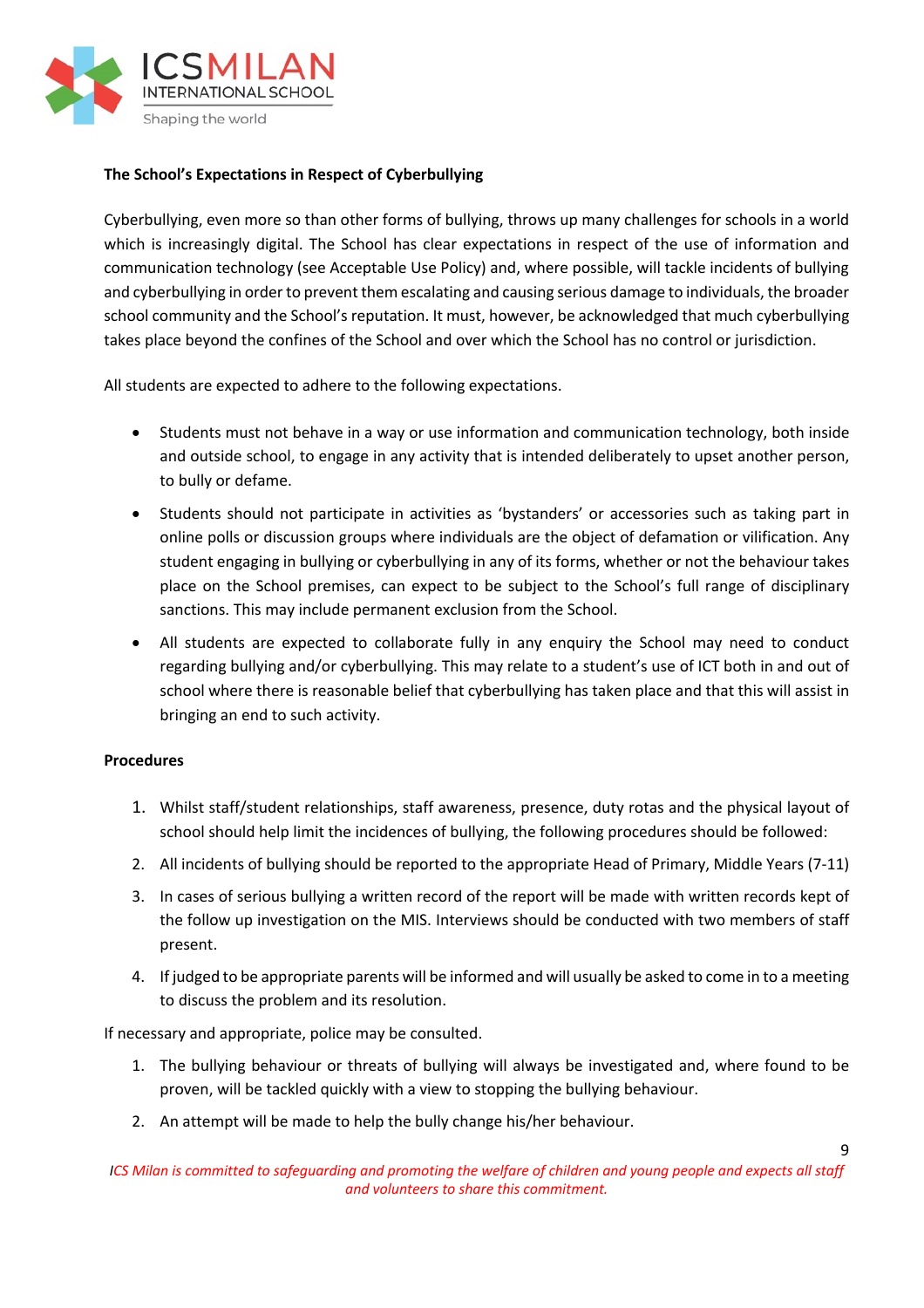**The School's Expectations in Respect of Cyberbullying**

Cyberbullying, even more so than other forms of bullying, throws up many challenges for schools in a world which is increasingly digital. The School has clear expectations in respect of the use of information and communication technology (see Acceptable Use Policy) and, where possible, will tackle incidents of bullying and cyberbullying in order to prevent them escalating and causing serious damage to individuals, the broader school community and the School's reputation. It must, however, be acknowledged that much cyberbullying takes place beyond the confines of the School and over which the School has no control or jurisdiction.

All students are expected to adhere to the following expectations.

- Students must not behave in a way or use information and communication technology, both inside and outside school, to engage in any activity that is intended deliberately to upset another person, to bully or defame.
- Students should not participate in activities as 'bystanders' or accessories such as taking part in online polls or discussion groups where individuals are the object of defamation or vilification. Any student engaging in bullying or cyberbullying in any of its forms, whether or not the behaviour takes place on the School premises, can expect to be subject to the School's full range of disciplinary sanctions. This may include permanent exclusion from the School.
- All students are expected to collaborate fully in any enquiry the School may need to conduct regarding bullying and/or cyberbullying. This may relate to a student's use of ICT both in and out of school where there is reasonable belief that cyberbullying has taken place and that this will assist in bringing an end to such activity.

**Procedures**

1. Whilst staff/student relationships, staff awareness, presence, duty rotas and the physical layout of school should help limit the incidences of bullying, the following procedures should be followed:
2. All incidents of bullying should be reported to the appropriate Head of Primary, Middle Years (7-11)
3. In cases of serious bullying a written record of the report will be made with written records kept of the follow up investigation on the MIS. Interviews should be conducted with two members of staff present.
4. If judged to be appropriate parents will be informed and will usually be asked to come in to a meeting to discuss the problem and its resolution.

If necessary and appropriate, police may be consulted.

1. The bullying behaviour or threats of bullying will always be investigated and, where found to be proven, will be tackled quickly with a view to stopping the bullying behaviour.
2. An attempt will be made to help the bully change his/her behaviour.

*ICS Milan is committed to safeguarding and promoting the welfare of children and young people and expects all staff and volunteers to share this commitment.*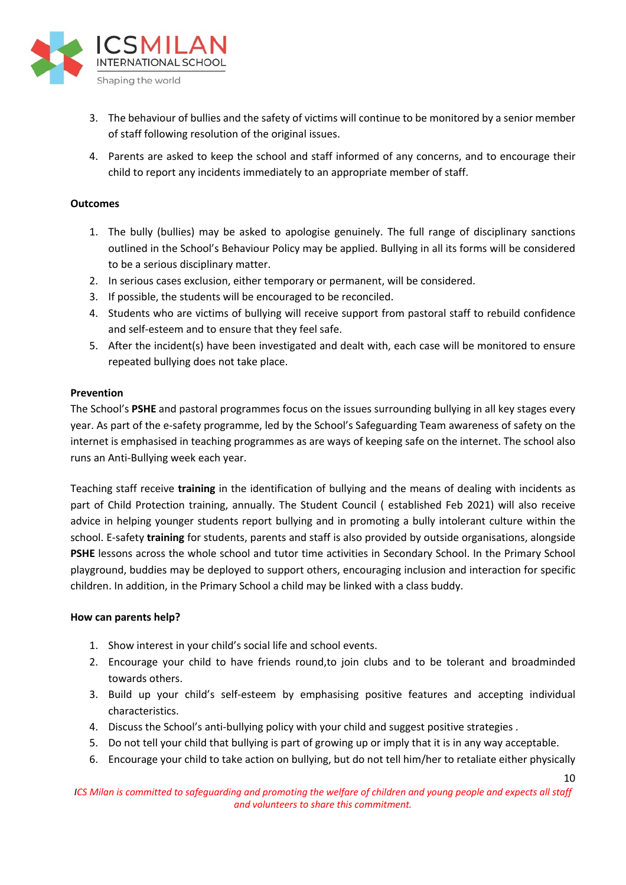3. The behaviour of bullies and the safety of victims will continue to be monitored by a senior member of staff following resolution of the original issues.
4. Parents are asked to keep the school and staff informed of any concerns, and to encourage their child to report any incidents immediately to an appropriate member of staff.

**Outcomes**

1. The bully (bullies) may be asked to apologise genuinely. The full range of disciplinary sanctions outlined in the School's Behaviour Policy may be applied. Bullying in all its forms will be considered to be a serious disciplinary matter.
2. In serious cases exclusion, either temporary or permanent, will be considered.
3. If possible, the students will be encouraged to be reconciled.
4. Students who are victims of bullying will receive support from pastoral staff to rebuild confidence and self-esteem and to ensure that they feel safe.
5. After the incident(s) have been investigated and dealt with, each case will be monitored to ensure repeated bullying does not take place.

**Prevention**

The School's **PSHE** and pastoral programmes focus on the issues surrounding bullying in all key stages every year. As part of the e-safety programme, led by the School's Safeguarding Team awareness of safety on the internet is emphasised in teaching programmes as are ways of keeping safe on the internet. The school also runs an Anti-Bullying week each year.

Teaching staff receive **training** in the identification of bullying and the means of dealing with incidents as part of Child Protection training, annually. The Student Council ( established Feb 2021) will also receive advice in helping younger students report bullying and in promoting a bully intolerant culture within the school. E-safety **training** for students, parents and staff is also provided by outside organisations, alongside **PSHE** lessons across the whole school and tutor time activities in Secondary School. In the Primary School playground, buddies may be deployed to support others, encouraging inclusion and interaction for specific children. In addition, in the Primary School a child may be linked with a class buddy.

**How can parents help?**

1. Show interest in your child's social life and school events.
2. Encourage your child to have friends round,to join clubs and to be tolerant and broadminded towards others.
3. Build up your child's self-esteem by emphasising positive features and accepting individual characteristics.
4. Discuss the School's anti-bullying policy with your child and suggest positive strategies .
5. Do not tell your child that bullying is part of growing up or imply that it is in any way acceptable.
6. Encourage your child to take action on bullying, but do not tell him/her to retaliate either physically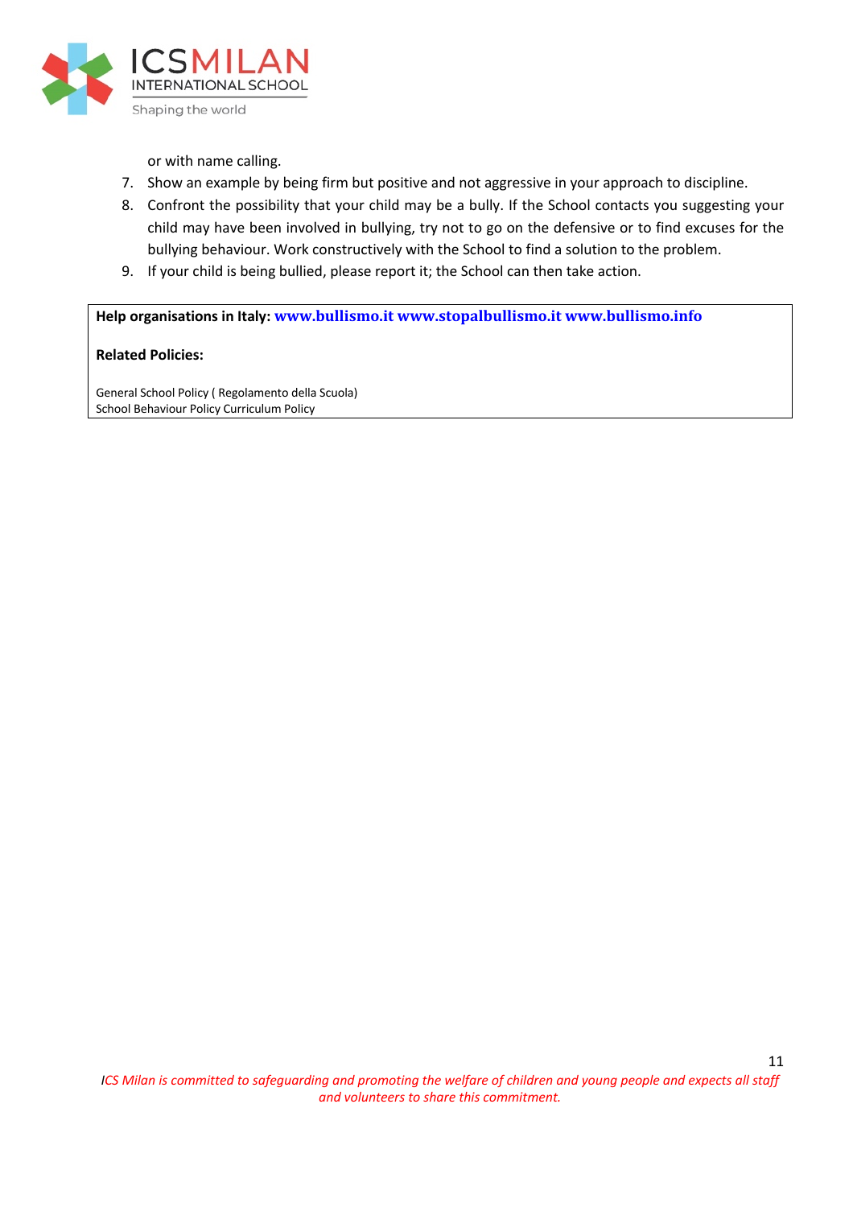or with name calling.

7. Show an example by being firm but positive and not aggressive in your approach to discipline.
8. Confront the possibility that your child may be a bully. If the School contacts you suggesting your child may have been involved in bullying, try not to go on the defensive or to find excuses for the bullying behaviour. Work constructively with the School to find a solution to the problem.
9. If your child is being bullied, please report it; the School can then take action.

**Help organisations in Italy:** **www.bullismo.it www.stopalbullismo.it www.bullismo.info**

**Related Policies:**

General School Policy ( Regolamento della Scuola)
School Behaviour Policy Curriculum Policy